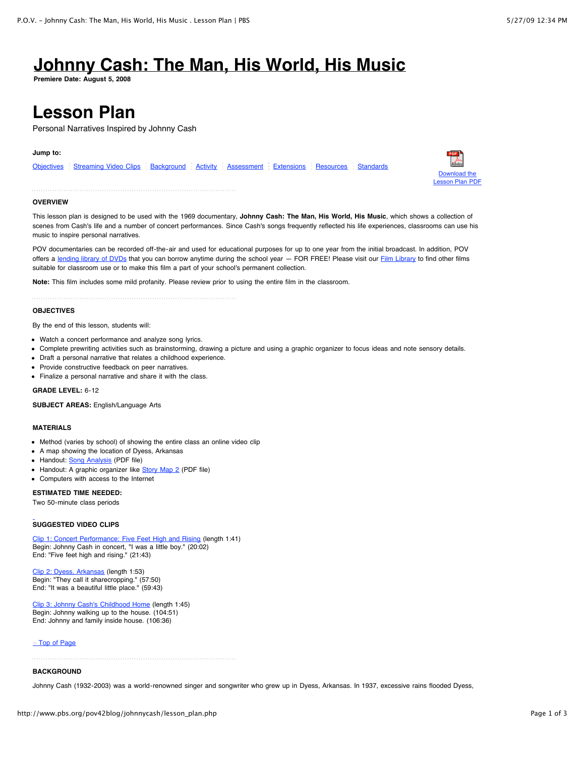# Johnny Cash: The Man, His World, His Music

**Premiere Date: August 5, 2008**

# Lesson Plan

Personal Narratives Inspired by Johnny Cash

**Jump to:**

Objectives | Streaming Video Clips | Background | Activity | Assessment | Extensions | Resources | Standards

Download the Lesson Plan PDF

### OVERVIEW

This lesson plan is designed to be used with the 1969 documentary, **Johnny Cash: The Man, His World, His Music**, which shows a collection of scenes from Cash's life and a number of concert performances. Since Cash's songs frequently reflected his life experiences, classrooms can use his music to inspire personal narratives.

POV documentaries can be recorded off-the-air and used for educational purposes for up to one year from the initial broadcast. In addition, POV offers a lending library of DVDs that you can borrow anytime during the school year — FOR FREE! Please visit our Film Library to find other films suitable for classroom use or to make this film a part of your school's permanent collection.

**Note:** This film includes some mild profanity. Please review prior to using the entire film in the classroom.

### OBJECTIVES

By the end of this lesson, students will:

- Watch a concert performance and analyze song lyrics.
- Complete prewriting activities such as brainstorming, drawing a picture and using a graphic organizer to focus ideas and note sensory details.
- Draft a personal narrative that relates a childhood experience.
- Provide constructive feedback on peer narratives.
- Finalize a personal narrative and share it with the class.

**GRADE LEVEL:** 6-12

**SUBJECT AREAS:** English/Language Arts

### MATERIALS

- Method (varies by school) of showing the entire class an online video clip
- A map showing the location of Dyess, Arkansas
- Handout: Song Analysis (PDF file)
- Handout: A graphic organizer like Story Map 2 (PDF file)
- Computers with access to the Internet

**ESTIMATED TIME NEEDED:**
Two 50-minute class periods

### SUGGESTED VIDEO CLIPS

Clip 1: Concert Performance: Five Feet High and Rising (length 1:41)
Begin: Johnny Cash in concert, "I was a little boy." (20:02)
End: "Five feet high and rising." (21:43)

Clip 2: Dyess, Arkansas (length 1:53)
Begin: "They call it sharecropping." (57:50)
End: "It was a beautiful little place." (59:43)

Clip 3: Johnny Cash's Childhood Home (length 1:45)
Begin: Johnny walking up to the house. (104:51)
End: Johnny and family inside house. (106:36)

Top of Page

### BACKGROUND

Johnny Cash (1932-2003) was a world-renowned singer and songwriter who grew up in Dyess, Arkansas. In 1937, excessive rains flooded Dyess,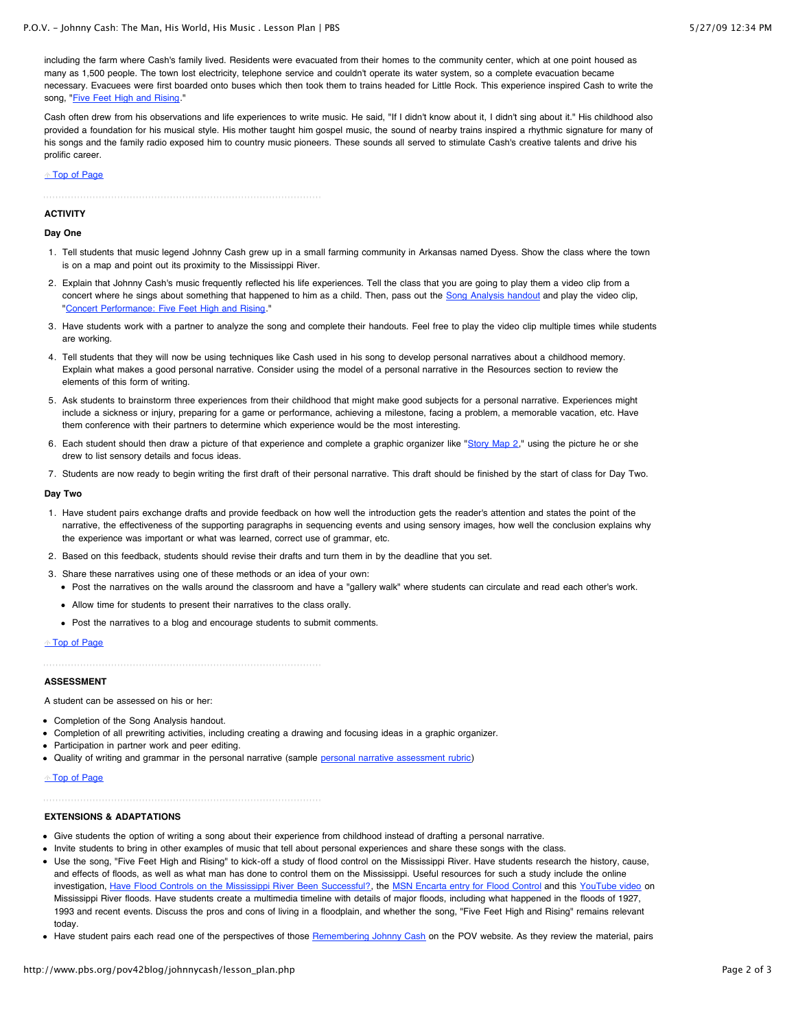including the farm where Cash's family lived. Residents were evacuated from their homes to the community center, which at one point housed as many as 1,500 people. The town lost electricity, telephone service and couldn't operate its water system, so a complete evacuation became necessary. Evacuees were first boarded onto buses which then took them to trains headed for Little Rock. This experience inspired Cash to write the song, "Five Feet High and Rising."

Cash often drew from his observations and life experiences to write music. He said, "If I didn't know about it, I didn't sing about it." His childhood also provided a foundation for his musical style. His mother taught him gospel music, the sound of nearby trains inspired a rhythmic signature for many of his songs and the family radio exposed him to country music pioneers. These sounds all served to stimulate Cash's creative talents and drive his prolific career.

Top of Page

## ACTIVITY

### Day One

1. Tell students that music legend Johnny Cash grew up in a small farming community in Arkansas named Dyess. Show the class where the town is on a map and point out its proximity to the Mississippi River.
2. Explain that Johnny Cash's music frequently reflected his life experiences. Tell the class that you are going to play them a video clip from a concert where he sings about something that happened to him as a child. Then, pass out the Song Analysis handout and play the video clip, "Concert Performance: Five Feet High and Rising."
3. Have students work with a partner to analyze the song and complete their handouts. Feel free to play the video clip multiple times while students are working.
4. Tell students that they will now be using techniques like Cash used in his song to develop personal narratives about a childhood memory. Explain what makes a good personal narrative. Consider using the model of a personal narrative in the Resources section to review the elements of this form of writing.
5. Ask students to brainstorm three experiences from their childhood that might make good subjects for a personal narrative. Experiences might include a sickness or injury, preparing for a game or performance, achieving a milestone, facing a problem, a memorable vacation, etc. Have them conference with their partners to determine which experience would be the most interesting.
6. Each student should then draw a picture of that experience and complete a graphic organizer like "Story Map 2," using the picture he or she drew to list sensory details and focus ideas.
7. Students are now ready to begin writing the first draft of their personal narrative. This draft should be finished by the start of class for Day Two.

### Day Two

1. Have student pairs exchange drafts and provide feedback on how well the introduction gets the reader's attention and states the point of the narrative, the effectiveness of the supporting paragraphs in sequencing events and using sensory images, how well the conclusion explains why the experience was important or what was learned, correct use of grammar, etc.
2. Based on this feedback, students should revise their drafts and turn them in by the deadline that you set.
3. Share these narratives using one of these methods or an idea of your own:
   - Post the narratives on the walls around the classroom and have a "gallery walk" where students can circulate and read each other's work.
   - Allow time for students to present their narratives to the class orally.
   - Post the narratives to a blog and encourage students to submit comments.

Top of Page

## ASSESSMENT

A student can be assessed on his or her:

- Completion of the Song Analysis handout.
- Completion of all prewriting activities, including creating a drawing and focusing ideas in a graphic organizer.
- Participation in partner work and peer editing.
- Quality of writing and grammar in the personal narrative (sample personal narrative assessment rubric)

Top of Page

## EXTENSIONS & ADAPTATIONS

- Give students the option of writing a song about their experience from childhood instead of drafting a personal narrative.
- Invite students to bring in other examples of music that tell about personal experiences and share these songs with the class.
- Use the song, "Five Feet High and Rising" to kick-off a study of flood control on the Mississippi River. Have students research the history, cause, and effects of floods, as well as what man has done to control them on the Mississippi. Useful resources for such a study include the online investigation, Have Flood Controls on the Mississippi River Been Successful?, the MSN Encarta entry for Flood Control and this YouTube video on Mississippi River floods. Have students create a multimedia timeline with details of major floods, including what happened in the floods of 1927, 1993 and recent events. Discuss the pros and cons of living in a floodplain, and whether the song, "Five Feet High and Rising" remains relevant today.
- Have student pairs each read one of the perspectives of those Remembering Johnny Cash on the POV website. As they review the material, pairs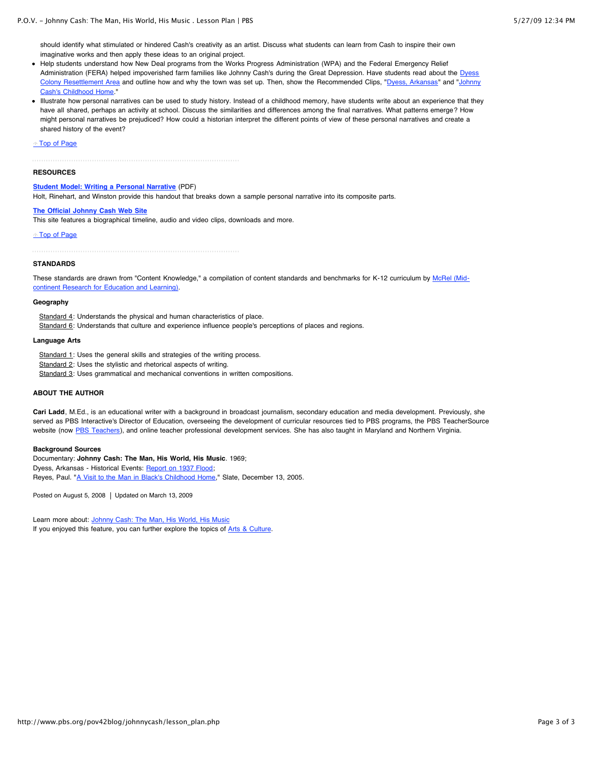should identify what stimulated or hindered Cash's creativity as an artist. Discuss what students can learn from Cash to inspire their own imaginative works and then apply these ideas to an original project.

- Help students understand how New Deal programs from the Works Progress Administration (WPA) and the Federal Emergency Relief Administration (FERA) helped impoverished farm families like Johnny Cash's during the Great Depression. Have students read about the Dyess Colony Resettlement Area and outline how and why the town was set up. Then, show the Recommended Clips, "Dyess, Arkansas" and "Johnny Cash's Childhood Home."
- Illustrate how personal narratives can be used to study history. Instead of a childhood memory, have students write about an experience that they have all shared, perhaps an activity at school. Discuss the similarities and differences among the final narratives. What patterns emerge? How might personal narratives be prejudiced? How could a historian interpret the different points of view of these personal narratives and create a shared history of the event?

Top of Page

## RESOURCES

**Student Model: Writing a Personal Narrative** (PDF)
Holt, Rinehart, and Winston provide this handout that breaks down a sample personal narrative into its composite parts.

**The Official Johnny Cash Web Site**
This site features a biographical timeline, audio and video clips, downloads and more.

Top of Page

## STANDARDS

These standards are drawn from "Content Knowledge," a compilation of content standards and benchmarks for K-12 curriculum by McRel (Mid-continent Research for Education and Learning).

### Geography

Standard 4: Understands the physical and human characteristics of place.
Standard 6: Understands that culture and experience influence people's perceptions of places and regions.

### Language Arts

Standard 1: Uses the general skills and strategies of the writing process.
Standard 2: Uses the stylistic and rhetorical aspects of writing.
Standard 3: Uses grammatical and mechanical conventions in written compositions.

## ABOUT THE AUTHOR

**Cari Ladd**, M.Ed., is an educational writer with a background in broadcast journalism, secondary education and media development. Previously, she served as PBS Interactive's Director of Education, overseeing the development of curricular resources tied to PBS programs, the PBS TeacherSource website (now PBS Teachers), and online teacher professional development services. She has also taught in Maryland and Northern Virginia.

**Background Sources**
Documentary: **Johnny Cash: The Man, His World, His Music**. 1969;
Dyess, Arkansas - Historical Events: Report on 1937 Flood;
Reyes, Paul. "A Visit to the Man in Black's Childhood Home," Slate, December 13, 2005.

Posted on August 5, 2008 | Updated on March 13, 2009

Learn more about: Johnny Cash: The Man, His World, His Music
If you enjoyed this feature, you can further explore the topics of Arts & Culture.